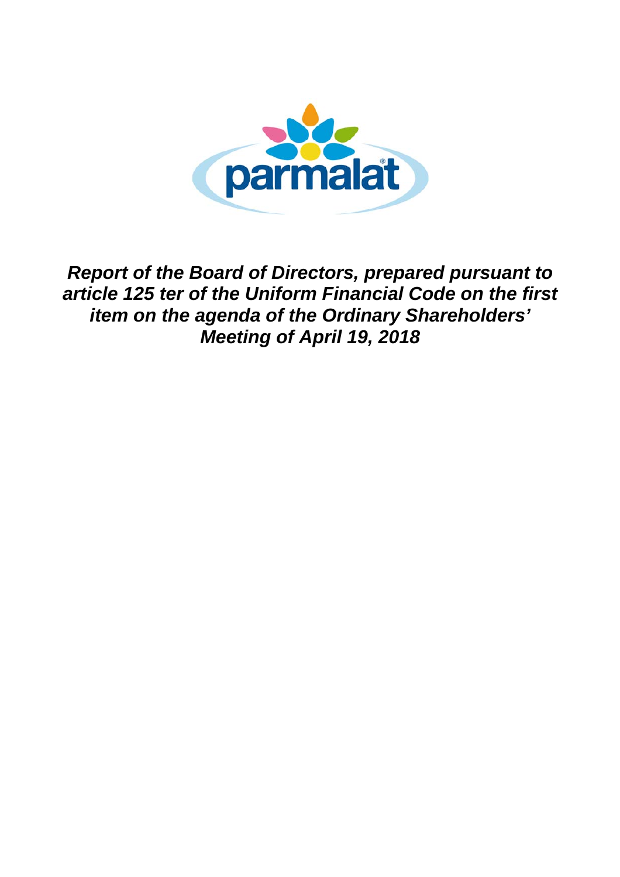parmalat®

***Report of the Board of Directors, prepared pursuant to article 125 ter of the Uniform Financial Code on the first item on the agenda of the Ordinary Shareholders' Meeting of April 19, 2018***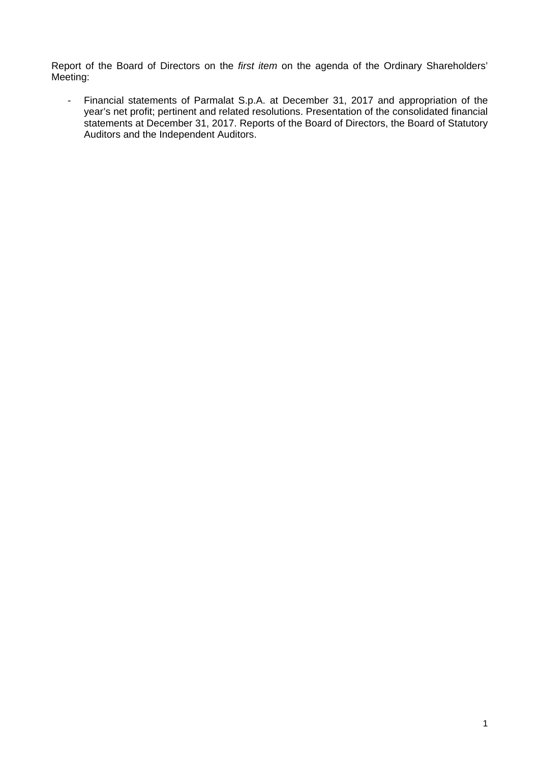Report of the Board of Directors on the *first item* on the agenda of the Ordinary Shareholders' Meeting:

- Financial statements of Parmalat S.p.A. at December 31, 2017 and appropriation of the year's net profit; pertinent and related resolutions. Presentation of the consolidated financial statements at December 31, 2017. Reports of the Board of Directors, the Board of Statutory Auditors and the Independent Auditors.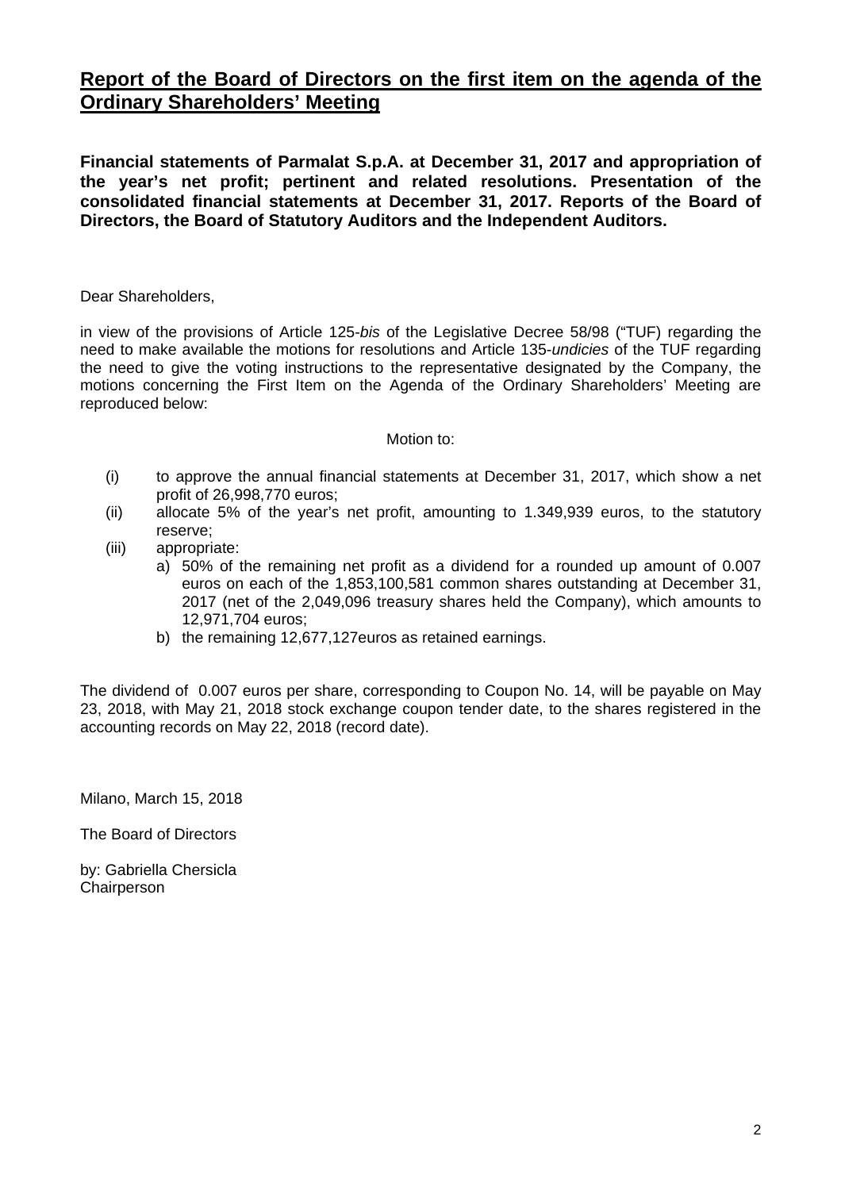# Report of the Board of Directors on the first item on the agenda of the Ordinary Shareholders' Meeting

**Financial statements of Parmalat S.p.A. at December 31, 2017 and appropriation of the year's net profit; pertinent and related resolutions. Presentation of the consolidated financial statements at December 31, 2017. Reports of the Board of Directors, the Board of Statutory Auditors and the Independent Auditors.**

Dear Shareholders,

in view of the provisions of Article 125-*bis* of the Legislative Decree 58/98 ("TUF) regarding the need to make available the motions for resolutions and Article 135-*undicies* of the TUF regarding the need to give the voting instructions to the representative designated by the Company, the motions concerning the First Item on the Agenda of the Ordinary Shareholders' Meeting are reproduced below:

Motion to:

- (i) to approve the annual financial statements at December 31, 2017, which show a net profit of 26,998,770 euros;
- (ii) allocate 5% of the year's net profit, amounting to 1.349,939 euros, to the statutory reserve;
- (iii) appropriate:
  - a) 50% of the remaining net profit as a dividend for a rounded up amount of 0.007 euros on each of the 1,853,100,581 common shares outstanding at December 31, 2017 (net of the 2,049,096 treasury shares held the Company), which amounts to 12,971,704 euros;
  - b) the remaining 12,677,127euros as retained earnings.

The dividend of 0.007 euros per share, corresponding to Coupon No. 14, will be payable on May 23, 2018, with May 21, 2018 stock exchange coupon tender date, to the shares registered in the accounting records on May 22, 2018 (record date).

Milano, March 15, 2018

The Board of Directors

by: Gabriella Chersicla
Chairperson